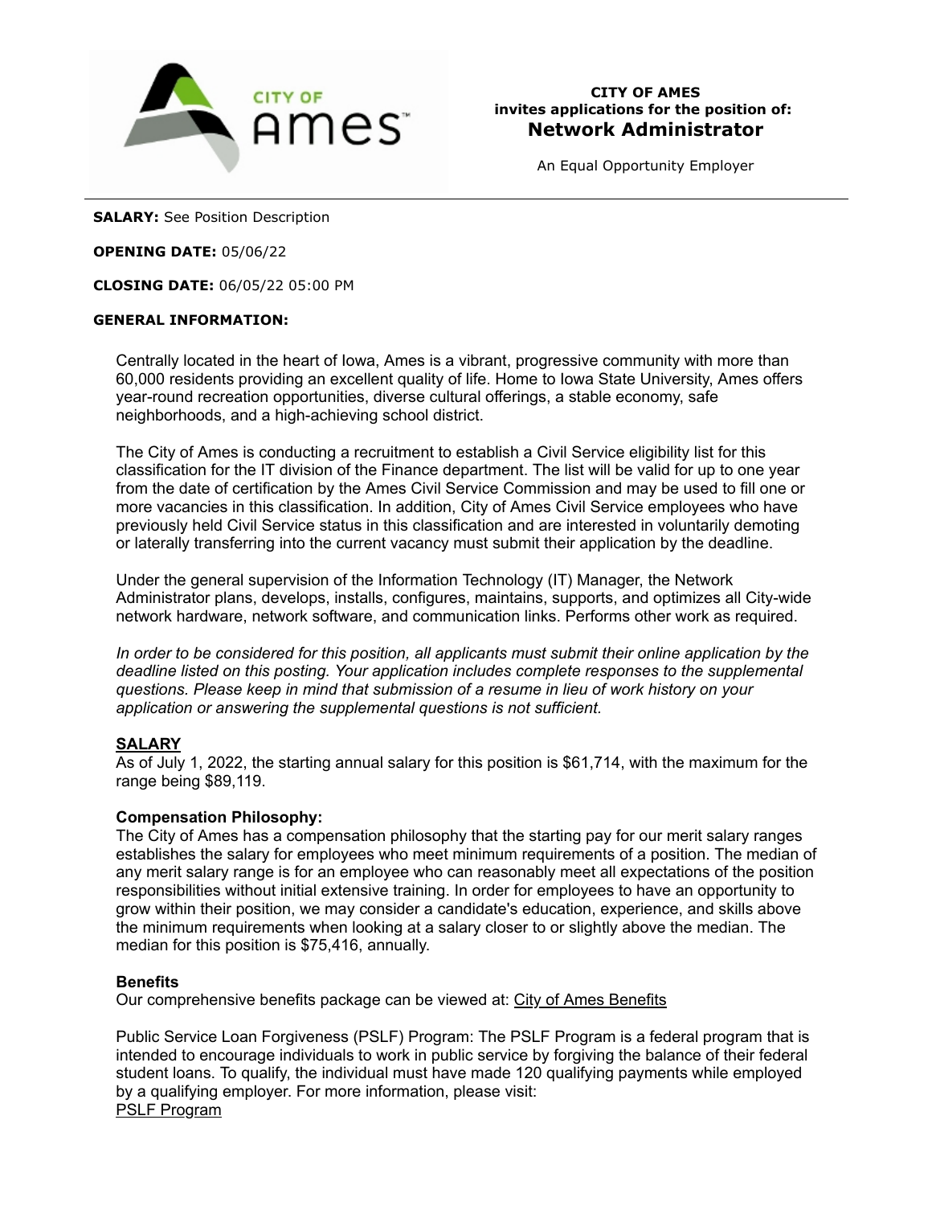**CITY OF AMES**
**invites applications for the position of:**
# Network Administrator

An Equal Opportunity Employer

---

**SALARY:** See Position Description

**OPENING DATE:** 05/06/22

**CLOSING DATE:** 06/05/22 05:00 PM

**GENERAL INFORMATION:**

Centrally located in the heart of Iowa, Ames is a vibrant, progressive community with more than 60,000 residents providing an excellent quality of life. Home to Iowa State University, Ames offers year-round recreation opportunities, diverse cultural offerings, a stable economy, safe neighborhoods, and a high-achieving school district.

The City of Ames is conducting a recruitment to establish a Civil Service eligibility list for this classification for the IT division of the Finance department. The list will be valid for up to one year from the date of certification by the Ames Civil Service Commission and may be used to fill one or more vacancies in this classification. In addition, City of Ames Civil Service employees who have previously held Civil Service status in this classification and are interested in voluntarily demoting or laterally transferring into the current vacancy must submit their application by the deadline.

Under the general supervision of the Information Technology (IT) Manager, the Network Administrator plans, develops, installs, configures, maintains, supports, and optimizes all City-wide network hardware, network software, and communication links. Performs other work as required.

*In order to be considered for this position, all applicants must submit their online application by the deadline listed on this posting. Your application includes complete responses to the supplemental questions. Please keep in mind that submission of a resume in lieu of work history on your application or answering the supplemental questions is not sufficient.*

**SALARY**

As of July 1, 2022, the starting annual salary for this position is $61,714, with the maximum for the range being $89,119.

**Compensation Philosophy:**

The City of Ames has a compensation philosophy that the starting pay for our merit salary ranges establishes the salary for employees who meet minimum requirements of a position. The median of any merit salary range is for an employee who can reasonably meet all expectations of the position responsibilities without initial extensive training. In order for employees to have an opportunity to grow within their position, we may consider a candidate's education, experience, and skills above the minimum requirements when looking at a salary closer to or slightly above the median. The median for this position is $75,416, annually.

**Benefits**

Our comprehensive benefits package can be viewed at: City of Ames Benefits

Public Service Loan Forgiveness (PSLF) Program: The PSLF Program is a federal program that is intended to encourage individuals to work in public service by forgiving the balance of their federal student loans. To qualify, the individual must have made 120 qualifying payments while employed by a qualifying employer. For more information, please visit:
PSLF Program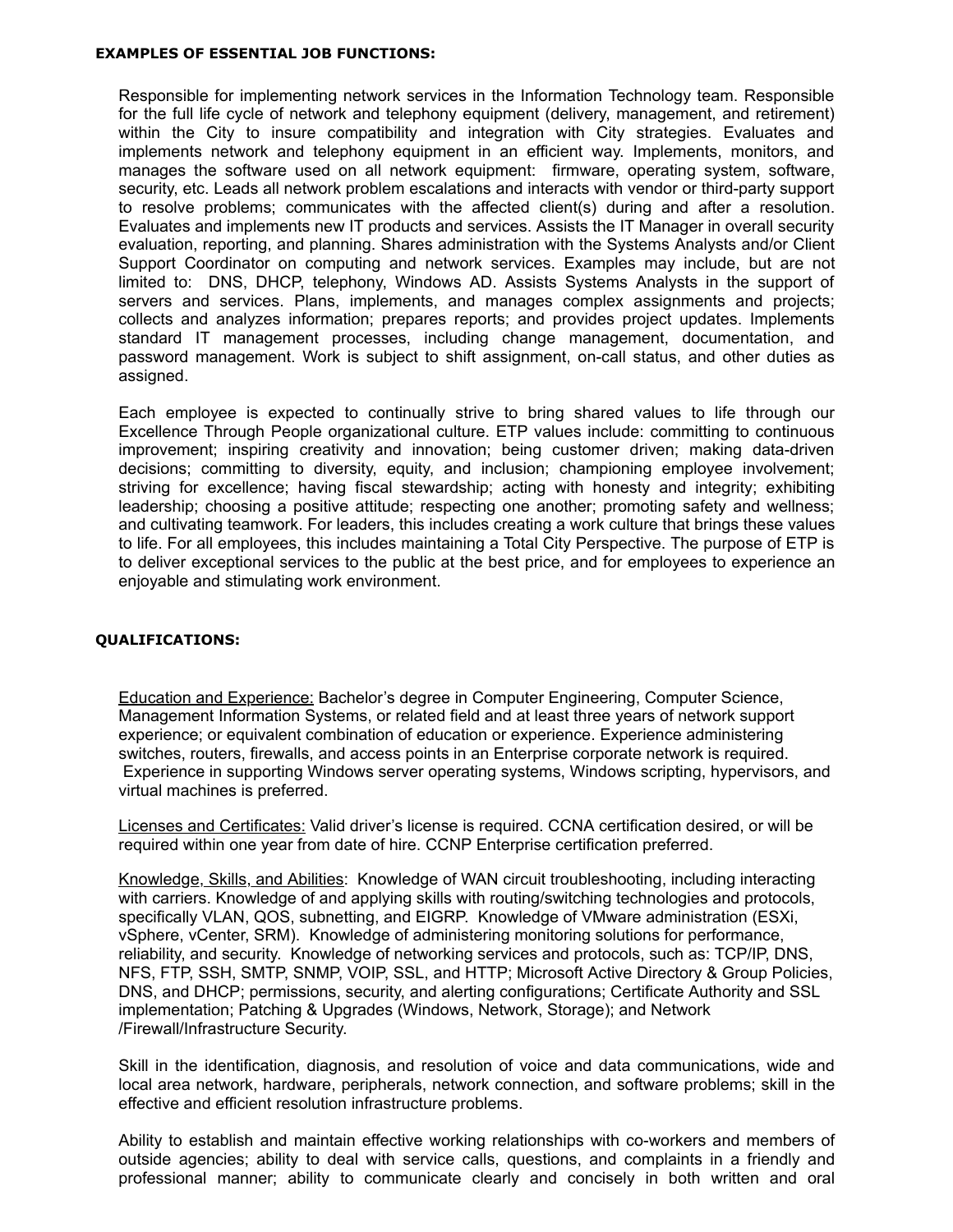**EXAMPLES OF ESSENTIAL JOB FUNCTIONS:**

Responsible for implementing network services in the Information Technology team. Responsible for the full life cycle of network and telephony equipment (delivery, management, and retirement) within the City to insure compatibility and integration with City strategies. Evaluates and implements network and telephony equipment in an efficient way. Implements, monitors, and manages the software used on all network equipment: firmware, operating system, software, security, etc. Leads all network problem escalations and interacts with vendor or third-party support to resolve problems; communicates with the affected client(s) during and after a resolution. Evaluates and implements new IT products and services. Assists the IT Manager in overall security evaluation, reporting, and planning. Shares administration with the Systems Analysts and/or Client Support Coordinator on computing and network services. Examples may include, but are not limited to: DNS, DHCP, telephony, Windows AD. Assists Systems Analysts in the support of servers and services. Plans, implements, and manages complex assignments and projects; collects and analyzes information; prepares reports; and provides project updates. Implements standard IT management processes, including change management, documentation, and password management. Work is subject to shift assignment, on-call status, and other duties as assigned.

Each employee is expected to continually strive to bring shared values to life through our Excellence Through People organizational culture. ETP values include: committing to continuous improvement; inspiring creativity and innovation; being customer driven; making data-driven decisions; committing to diversity, equity, and inclusion; championing employee involvement; striving for excellence; having fiscal stewardship; acting with honesty and integrity; exhibiting leadership; choosing a positive attitude; respecting one another; promoting safety and wellness; and cultivating teamwork. For leaders, this includes creating a work culture that brings these values to life. For all employees, this includes maintaining a Total City Perspective. The purpose of ETP is to deliver exceptional services to the public at the best price, and for employees to experience an enjoyable and stimulating work environment.

**QUALIFICATIONS:**

Education and Experience: Bachelor's degree in Computer Engineering, Computer Science, Management Information Systems, or related field and at least three years of network support experience; or equivalent combination of education or experience. Experience administering switches, routers, firewalls, and access points in an Enterprise corporate network is required. Experience in supporting Windows server operating systems, Windows scripting, hypervisors, and virtual machines is preferred.

Licenses and Certificates: Valid driver's license is required. CCNA certification desired, or will be required within one year from date of hire. CCNP Enterprise certification preferred.

Knowledge, Skills, and Abilities: Knowledge of WAN circuit troubleshooting, including interacting with carriers. Knowledge of and applying skills with routing/switching technologies and protocols, specifically VLAN, QOS, subnetting, and EIGRP. Knowledge of VMware administration (ESXi, vSphere, vCenter, SRM). Knowledge of administering monitoring solutions for performance, reliability, and security. Knowledge of networking services and protocols, such as: TCP/IP, DNS, NFS, FTP, SSH, SMTP, SNMP, VOIP, SSL, and HTTP; Microsoft Active Directory & Group Policies, DNS, and DHCP; permissions, security, and alerting configurations; Certificate Authority and SSL implementation; Patching & Upgrades (Windows, Network, Storage); and Network /Firewall/Infrastructure Security.

Skill in the identification, diagnosis, and resolution of voice and data communications, wide and local area network, hardware, peripherals, network connection, and software problems; skill in the effective and efficient resolution infrastructure problems.

Ability to establish and maintain effective working relationships with co-workers and members of outside agencies; ability to deal with service calls, questions, and complaints in a friendly and professional manner; ability to communicate clearly and concisely in both written and oral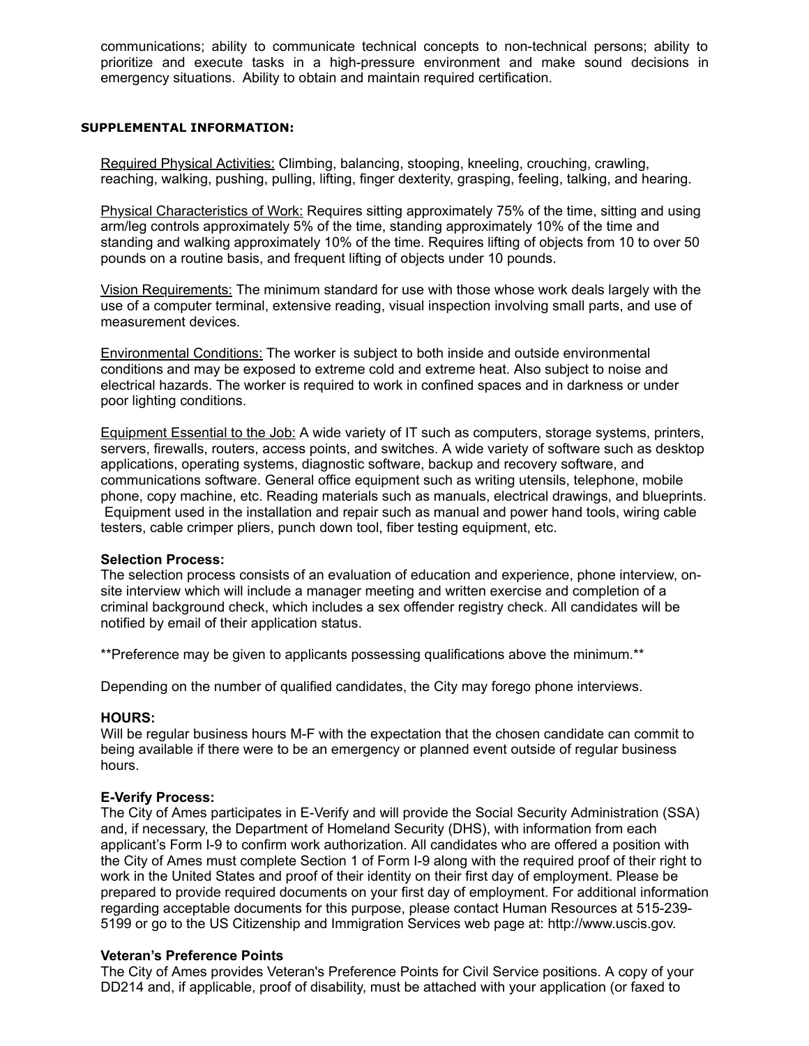communications; ability to communicate technical concepts to non-technical persons; ability to prioritize and execute tasks in a high-pressure environment and make sound decisions in emergency situations. Ability to obtain and maintain required certification.

**SUPPLEMENTAL INFORMATION:**

Required Physical Activities: Climbing, balancing, stooping, kneeling, crouching, crawling, reaching, walking, pushing, pulling, lifting, finger dexterity, grasping, feeling, talking, and hearing.

Physical Characteristics of Work: Requires sitting approximately 75% of the time, sitting and using arm/leg controls approximately 5% of the time, standing approximately 10% of the time and standing and walking approximately 10% of the time. Requires lifting of objects from 10 to over 50 pounds on a routine basis, and frequent lifting of objects under 10 pounds.

Vision Requirements: The minimum standard for use with those whose work deals largely with the use of a computer terminal, extensive reading, visual inspection involving small parts, and use of measurement devices.

Environmental Conditions: The worker is subject to both inside and outside environmental conditions and may be exposed to extreme cold and extreme heat. Also subject to noise and electrical hazards. The worker is required to work in confined spaces and in darkness or under poor lighting conditions.

Equipment Essential to the Job: A wide variety of IT such as computers, storage systems, printers, servers, firewalls, routers, access points, and switches. A wide variety of software such as desktop applications, operating systems, diagnostic software, backup and recovery software, and communications software. General office equipment such as writing utensils, telephone, mobile phone, copy machine, etc. Reading materials such as manuals, electrical drawings, and blueprints. Equipment used in the installation and repair such as manual and power hand tools, wiring cable testers, cable crimper pliers, punch down tool, fiber testing equipment, etc.

**Selection Process:**
The selection process consists of an evaluation of education and experience, phone interview, on-site interview which will include a manager meeting and written exercise and completion of a criminal background check, which includes a sex offender registry check. All candidates will be notified by email of their application status.

**Preference may be given to applicants possessing qualifications above the minimum.**

Depending on the number of qualified candidates, the City may forego phone interviews.

**HOURS:**
Will be regular business hours M-F with the expectation that the chosen candidate can commit to being available if there were to be an emergency or planned event outside of regular business hours.

**E-Verify Process:**
The City of Ames participates in E-Verify and will provide the Social Security Administration (SSA) and, if necessary, the Department of Homeland Security (DHS), with information from each applicant's Form I-9 to confirm work authorization. All candidates who are offered a position with the City of Ames must complete Section 1 of Form I-9 along with the required proof of their right to work in the United States and proof of their identity on their first day of employment. Please be prepared to provide required documents on your first day of employment. For additional information regarding acceptable documents for this purpose, please contact Human Resources at 515-239-5199 or go to the US Citizenship and Immigration Services web page at: http://www.uscis.gov.

**Veteran's Preference Points**
The City of Ames provides Veteran's Preference Points for Civil Service positions. A copy of your DD214 and, if applicable, proof of disability, must be attached with your application (or faxed to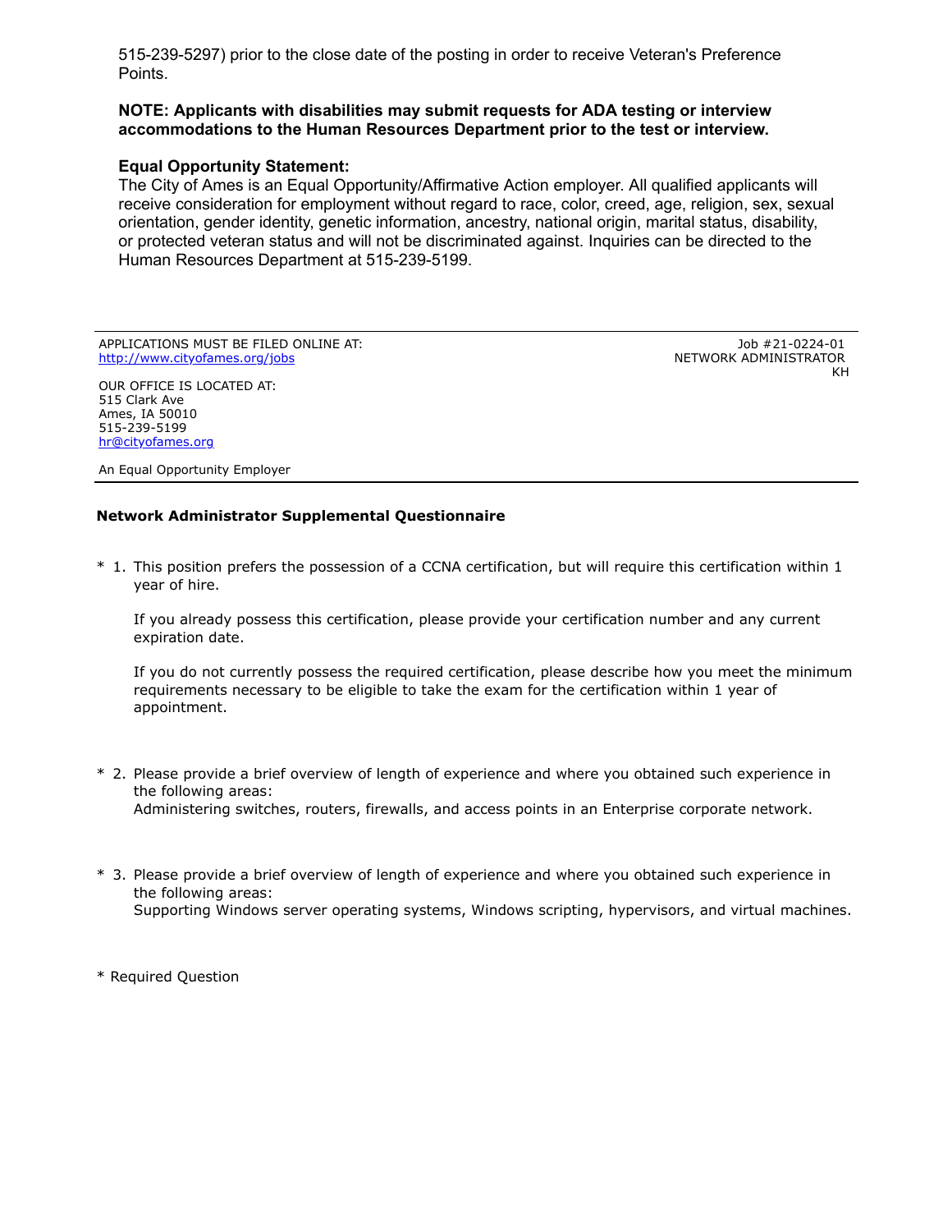515-239-5297) prior to the close date of the posting in order to receive Veteran's Preference Points.

**NOTE: Applicants with disabilities may submit requests for ADA testing or interview accommodations to the Human Resources Department prior to the test or interview.**

**Equal Opportunity Statement:**
The City of Ames is an Equal Opportunity/Affirmative Action employer. All qualified applicants will receive consideration for employment without regard to race, color, creed, age, religion, sex, sexual orientation, gender identity, genetic information, ancestry, national origin, marital status, disability, or protected veteran status and will not be discriminated against. Inquiries can be directed to the Human Resources Department at 515-239-5199.

---

APPLICATIONS MUST BE FILED ONLINE AT:
http://www.cityofames.org/jobs

Job #21-0224-01
NETWORK ADMINISTRATOR
KH

OUR OFFICE IS LOCATED AT:
515 Clark Ave
Ames, IA 50010
515-239-5199
hr@cityofames.org

An Equal Opportunity Employer

---

**Network Administrator Supplemental Questionnaire**

\* 1. This position prefers the possession of a CCNA certification, but will require this certification within 1 year of hire.

If you already possess this certification, please provide your certification number and any current expiration date.

If you do not currently possess the required certification, please describe how you meet the minimum requirements necessary to be eligible to take the exam for the certification within 1 year of appointment.

\* 2. Please provide a brief overview of length of experience and where you obtained such experience in the following areas:
Administering switches, routers, firewalls, and access points in an Enterprise corporate network.

\* 3. Please provide a brief overview of length of experience and where you obtained such experience in the following areas:
Supporting Windows server operating systems, Windows scripting, hypervisors, and virtual machines.

\* Required Question